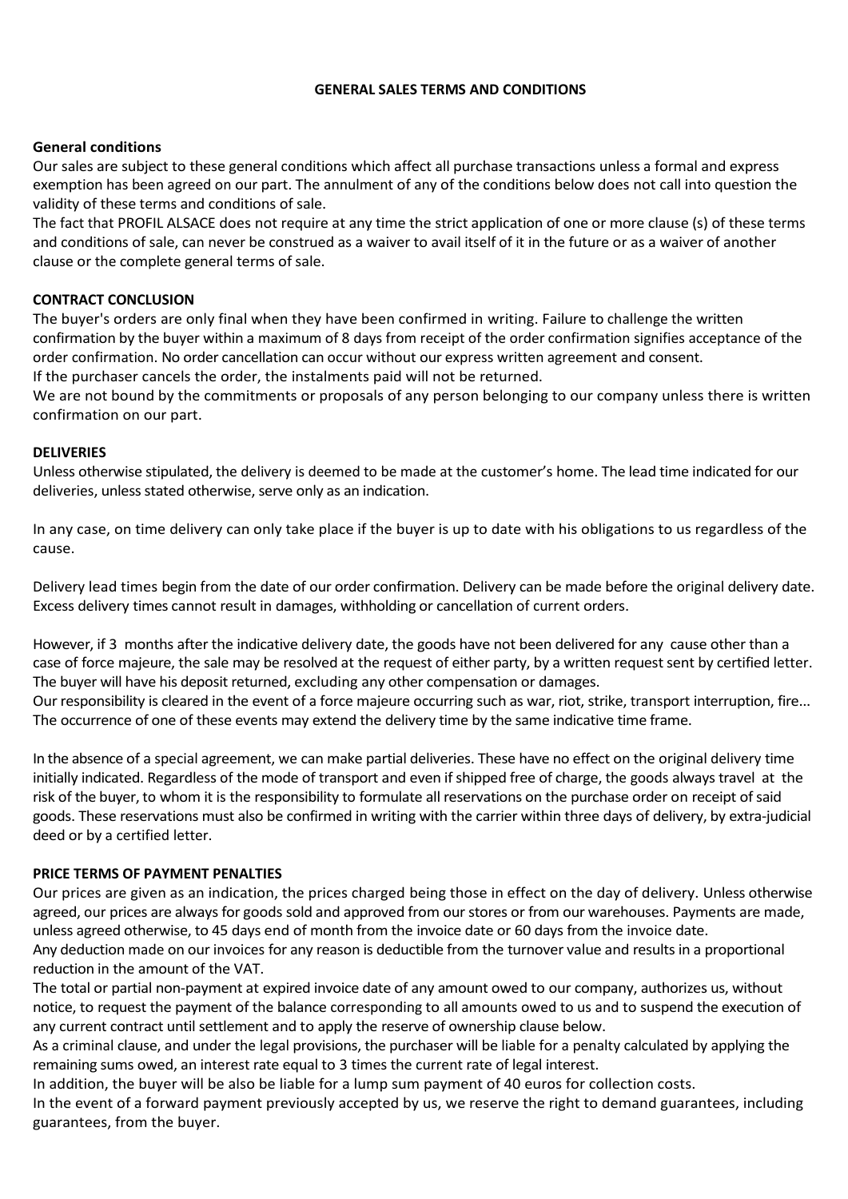# GENERAL SALES TERMS AND CONDITIONS

**General conditions**

Our sales are subject to these general conditions which affect all purchase transactions unless a formal and express exemption has been agreed on our part. The annulment of any of the conditions below does not call into question the validity of these terms and conditions of sale.

The fact that PROFIL ALSACE does not require at any time the strict application of one or more clause (s) of these terms and conditions of sale, can never be construed as a waiver to avail itself of it in the future or as a waiver of another clause or the complete general terms of sale.

**CONTRACT CONCLUSION**

The buyer's orders are only final when they have been confirmed in writing. Failure to challenge the written confirmation by the buyer within a maximum of 8 days from receipt of the order confirmation signifies acceptance of the order confirmation. No order cancellation can occur without our express written agreement and consent.

If the purchaser cancels the order, the instalments paid will not be returned.

We are not bound by the commitments or proposals of any person belonging to our company unless there is written confirmation on our part.

**DELIVERIES**

Unless otherwise stipulated, the delivery is deemed to be made at the customer's home. The lead time indicated for our deliveries, unless stated otherwise, serve only as an indication.

In any case, on time delivery can only take place if the buyer is up to date with his obligations to us regardless of the cause.

Delivery lead times begin from the date of our order confirmation. Delivery can be made before the original delivery date. Excess delivery times cannot result in damages, withholding or cancellation of current orders.

However, if 3 months after the indicative delivery date, the goods have not been delivered for any cause other than a case of force majeure, the sale may be resolved at the request of either party, by a written request sent by certified letter. The buyer will have his deposit returned, excluding any other compensation or damages.

Our responsibility is cleared in the event of a force majeure occurring such as war, riot, strike, transport interruption, fire... The occurrence of one of these events may extend the delivery time by the same indicative time frame.

In the absence of a special agreement, we can make partial deliveries. These have no effect on the original delivery time initially indicated. Regardless of the mode of transport and even if shipped free of charge, the goods always travel at the risk of the buyer, to whom it is the responsibility to formulate all reservations on the purchase order on receipt of said goods. These reservations must also be confirmed in writing with the carrier within three days of delivery, by extra-judicial deed or by a certified letter.

**PRICE TERMS OF PAYMENT PENALTIES**

Our prices are given as an indication, the prices charged being those in effect on the day of delivery. Unless otherwise agreed, our prices are always for goods sold and approved from our stores or from our warehouses. Payments are made, unless agreed otherwise, to 45 days end of month from the invoice date or 60 days from the invoice date.

Any deduction made on our invoices for any reason is deductible from the turnover value and results in a proportional reduction in the amount of the VAT.

The total or partial non-payment at expired invoice date of any amount owed to our company, authorizes us, without notice, to request the payment of the balance corresponding to all amounts owed to us and to suspend the execution of any current contract until settlement and to apply the reserve of ownership clause below.

As a criminal clause, and under the legal provisions, the purchaser will be liable for a penalty calculated by applying the remaining sums owed, an interest rate equal to 3 times the current rate of legal interest.

In addition, the buyer will be also be liable for a lump sum payment of 40 euros for collection costs.

In the event of a forward payment previously accepted by us, we reserve the right to demand guarantees, including guarantees, from the buyer.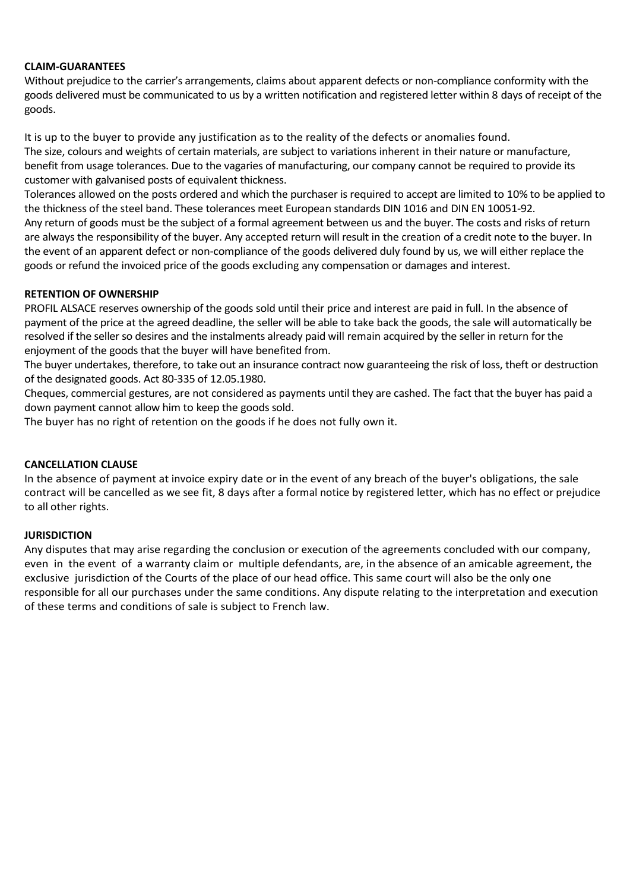**CLAIM-GUARANTEES**

Without prejudice to the carrier's arrangements, claims about apparent defects or non-compliance conformity with the goods delivered must be communicated to us by a written notification and registered letter within 8 days of receipt of the goods.

It is up to the buyer to provide any justification as to the reality of the defects or anomalies found.
The size, colours and weights of certain materials, are subject to variations inherent in their nature or manufacture, benefit from usage tolerances. Due to the vagaries of manufacturing, our company cannot be required to provide its customer with galvanised posts of equivalent thickness.
Tolerances allowed on the posts ordered and which the purchaser is required to accept are limited to 10% to be applied to the thickness of the steel band. These tolerances meet European standards DIN 1016 and DIN EN 10051-92.
Any return of goods must be the subject of a formal agreement between us and the buyer. The costs and risks of return are always the responsibility of the buyer. Any accepted return will result in the creation of a credit note to the buyer. In the event of an apparent defect or non-compliance of the goods delivered duly found by us, we will either replace the goods or refund the invoiced price of the goods excluding any compensation or damages and interest.

**RETENTION OF OWNERSHIP**

PROFIL ALSACE reserves ownership of the goods sold until their price and interest are paid in full. In the absence of payment of the price at the agreed deadline, the seller will be able to take back the goods, the sale will automatically be resolved if the seller so desires and the instalments already paid will remain acquired by the seller in return for the enjoyment of the goods that the buyer will have benefited from.
The buyer undertakes, therefore, to take out an insurance contract now guaranteeing the risk of loss, theft or destruction of the designated goods. Act 80-335 of 12.05.1980.
Cheques, commercial gestures, are not considered as payments until they are cashed. The fact that the buyer has paid a down payment cannot allow him to keep the goods sold.
The buyer has no right of retention on the goods if he does not fully own it.

**CANCELLATION CLAUSE**

In the absence of payment at invoice expiry date or in the event of any breach of the buyer's obligations, the sale contract will be cancelled as we see fit, 8 days after a formal notice by registered letter, which has no effect or prejudice to all other rights.

**JURISDICTION**

Any disputes that may arise regarding the conclusion or execution of the agreements concluded with our company, even in the event of a warranty claim or multiple defendants, are, in the absence of an amicable agreement, the exclusive jurisdiction of the Courts of the place of our head office. This same court will also be the only one responsible for all our purchases under the same conditions. Any dispute relating to the interpretation and execution of these terms and conditions of sale is subject to French law.